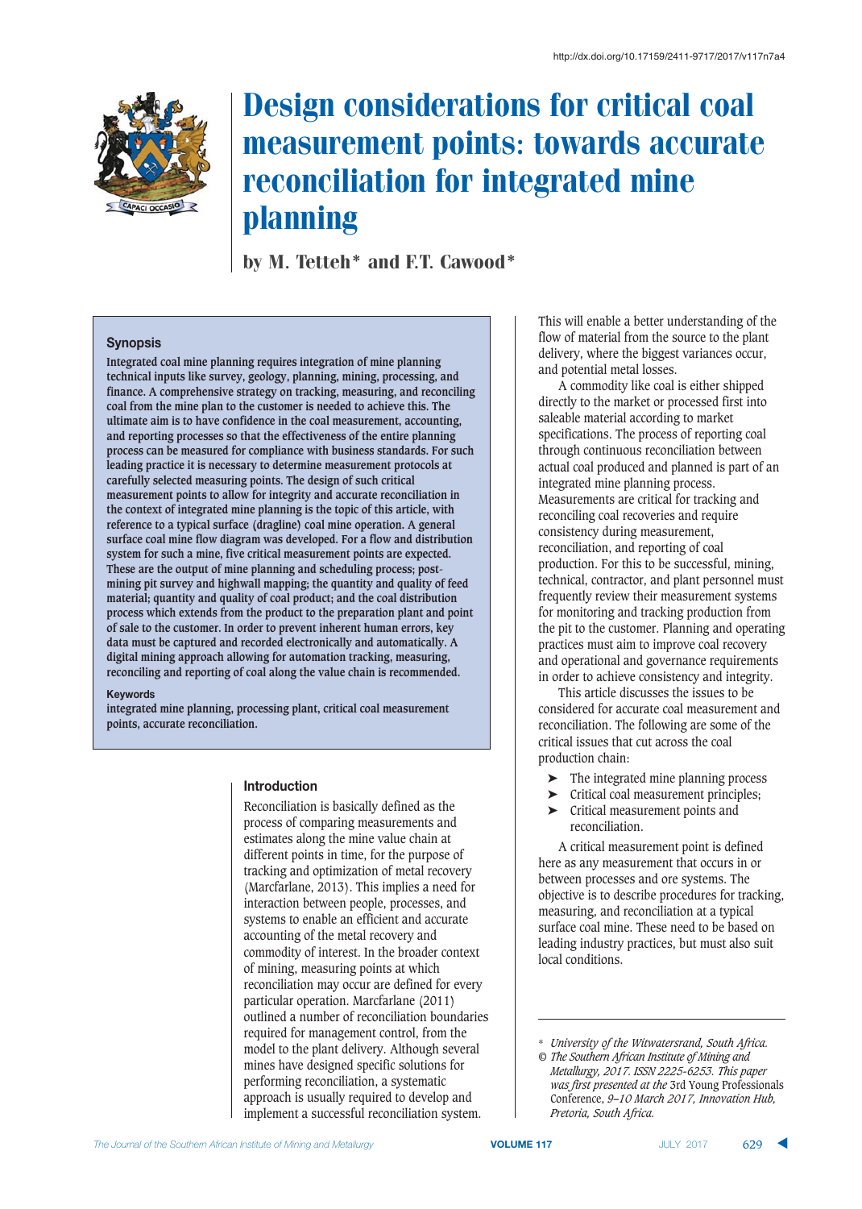http://dx.doi.org/10.17159/2411-9717/2017/v117n7a4

# Design considerations for critical coal measurement points: towards accurate reconciliation for integrated mine planning

by M. Tetteh* and F.T. Cawood*

## Synopsis

Integrated coal mine planning requires integration of mine planning technical inputs like survey, geology, planning, mining, processing, and finance. A comprehensive strategy on tracking, measuring, and reconciling coal from the mine plan to the customer is needed to achieve this. The ultimate aim is to have confidence in the coal measurement, accounting, and reporting processes so that the effectiveness of the entire planning process can be measured for compliance with business standards. For such leading practice it is necessary to determine measurement protocols at carefully selected measuring points. The design of such critical measurement points to allow for integrity and accurate reconciliation in the context of integrated mine planning is the topic of this article, with reference to a typical surface (dragline) coal mine operation. A general surface coal mine flow diagram was developed. For a flow and distribution system for such a mine, five critical measurement points are expected. These are the output of mine planning and scheduling process; post-mining pit survey and highwall mapping; the quantity and quality of feed material; quantity and quality of coal product; and the coal distribution process which extends from the product to the preparation plant and point of sale to the customer. In order to prevent inherent human errors, key data must be captured and recorded electronically and automatically. A digital mining approach allowing for automation tracking, measuring, reconciling and reporting of coal along the value chain is recommended.

**Keywords**

integrated mine planning, processing plant, critical coal measurement points, accurate reconciliation.

## Introduction

Reconciliation is basically defined as the process of comparing measurements and estimates along the mine value chain at different points in time, for the purpose of tracking and optimization of metal recovery (Marcfarlane, 2013). This implies a need for interaction between people, processes, and systems to enable an efficient and accurate accounting of the metal recovery and commodity of interest. In the broader context of mining, measuring points at which reconciliation may occur are defined for every particular operation. Marcfarlane (2011) outlined a number of reconciliation boundaries required for management control, from the model to the plant delivery. Although several mines have designed specific solutions for performing reconciliation, a systematic approach is usually required to develop and implement a successful reconciliation system. This will enable a better understanding of the flow of material from the source to the plant delivery, where the biggest variances occur, and potential metal losses.

A commodity like coal is either shipped directly to the market or processed first into saleable material according to market specifications. The process of reporting coal through continuous reconciliation between actual coal produced and planned is part of an integrated mine planning process. Measurements are critical for tracking and reconciling coal recoveries and require consistency during measurement, reconciliation, and reporting of coal production. For this to be successful, mining, technical, contractor, and plant personnel must frequently review their measurement systems for monitoring and tracking production from the pit to the customer. Planning and operating practices must aim to improve coal recovery and operational and governance requirements in order to achieve consistency and integrity.

This article discusses the issues to be considered for accurate coal measurement and reconciliation. The following are some of the critical issues that cut across the coal production chain:

- The integrated mine planning process
- Critical coal measurement principles;
- Critical measurement points and reconciliation.

A critical measurement point is defined here as any measurement that occurs in or between processes and ore systems. The objective is to describe procedures for tracking, measuring, and reconciliation at a typical surface coal mine. These need to be based on leading industry practices, but must also suit local conditions.

\* *University of the Witwatersrand, South Africa.*
© *The Southern African Institute of Mining and Metallurgy, 2017. ISSN 2225-6253. This paper was first presented at the* 3rd Young Professionals Conference, *9–10 March 2017, Innovation Hub, Pretoria, South Africa.*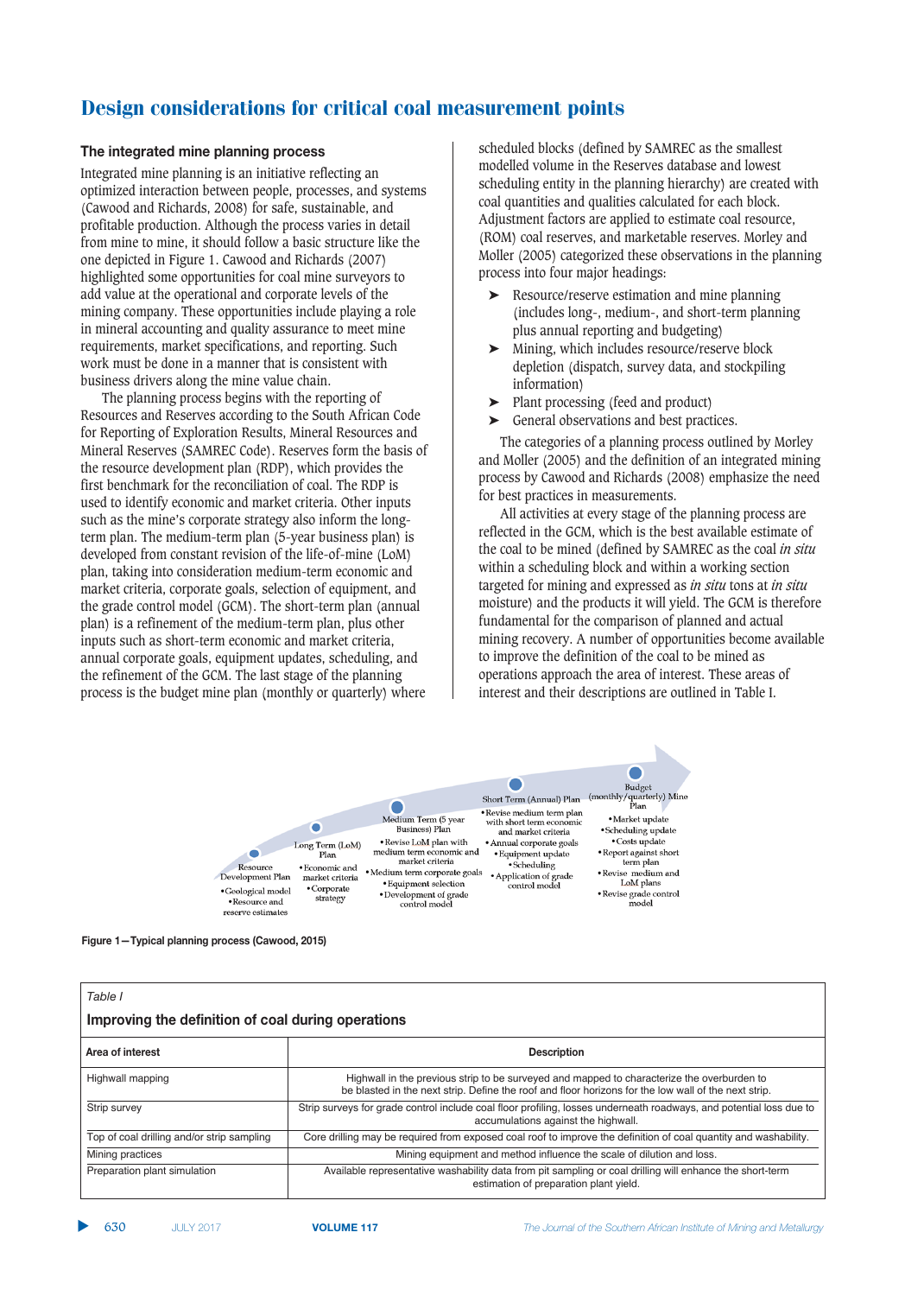# Design considerations for critical coal measurement points

## The integrated mine planning process

Integrated mine planning is an initiative reflecting an optimized interaction between people, processes, and systems (Cawood and Richards, 2008) for safe, sustainable, and profitable production. Although the process varies in detail from mine to mine, it should follow a basic structure like the one depicted in Figure 1. Cawood and Richards (2007) highlighted some opportunities for coal mine surveyors to add value at the operational and corporate levels of the mining company. These opportunities include playing a role in mineral accounting and quality assurance to meet mine requirements, market specifications, and reporting. Such work must be done in a manner that is consistent with business drivers along the mine value chain.

The planning process begins with the reporting of Resources and Reserves according to the South African Code for Reporting of Exploration Results, Mineral Resources and Mineral Reserves (SAMREC Code). Reserves form the basis of the resource development plan (RDP), which provides the first benchmark for the reconciliation of coal. The RDP is used to identify economic and market criteria. Other inputs such as the mine's corporate strategy also inform the long-term plan. The medium-term plan (5-year business plan) is developed from constant revision of the life-of-mine (LoM) plan, taking into consideration medium-term economic and market criteria, corporate goals, selection of equipment, and the grade control model (GCM). The short-term plan (annual plan) is a refinement of the medium-term plan, plus other inputs such as short-term economic and market criteria, annual corporate goals, equipment updates, scheduling, and the refinement of the GCM. The last stage of the planning process is the budget mine plan (monthly or quarterly) where scheduled blocks (defined by SAMREC as the smallest modelled volume in the Reserves database and lowest scheduling entity in the planning hierarchy) are created with coal quantities and qualities calculated for each block. Adjustment factors are applied to estimate coal resource, (ROM) coal reserves, and marketable reserves. Morley and Moller (2005) categorized these observations in the planning process into four major headings:

- Resource/reserve estimation and mine planning (includes long-, medium-, and short-term planning plus annual reporting and budgeting)
- Mining, which includes resource/reserve block depletion (dispatch, survey data, and stockpiling information)
- Plant processing (feed and product)
- General observations and best practices.

The categories of a planning process outlined by Morley and Moller (2005) and the definition of an integrated mining process by Cawood and Richards (2008) emphasize the need for best practices in measurements.

All activities at every stage of the planning process are reflected in the GCM, which is the best available estimate of the coal to be mined (defined by SAMREC as the coal *in situ* within a scheduling block and within a working section targeted for mining and expressed as *in situ* tons at *in situ* moisture) and the products it will yield. The GCM is therefore fundamental for the comparison of planned and actual mining recovery. A number of opportunities become available to improve the definition of the coal to be mined as operations approach the area of interest. These areas of interest and their descriptions are outlined in Table I.

Resource Development Plan
•Geological model
•Resource and reserve estimates

Long Term (LoM) Plan
•Economic and market criteria
•Corporate strategy

Medium Term (5 year Business) Plan
•Revise LoM plan with medium term economic and market criteria
•Medium term corporate goals
•Equipment selection
•Development of grade control model

Short Term (Annual) Plan
•Revise medium term plan with short term economic and market criteria
•Annual corporate goals
•Equipment update
•Scheduling
•Application of grade control model

Budget (monthly/quarterly) Mine Plan
•Market update
•Scheduling update
•Costs update
•Report against short term plan
•Revise medium and LoM plans
•Revise grade control model

Figure 1—Typical planning process (Cawood, 2015)

*Table I*

**Improving the definition of coal during operations**

| Area of interest | Description |
|---|---|
| Highwall mapping | Highwall in the previous strip to be surveyed and mapped to characterize the overburden to be blasted in the next strip. Define the roof and floor horizons for the low wall of the next strip. |
| Strip survey | Strip surveys for grade control include coal floor profiling, losses underneath roadways, and potential loss due to accumulations against the highwall. |
| Top of coal drilling and/or strip sampling | Core drilling may be required from exposed coal roof to improve the definition of coal quantity and washability. |
| Mining practices | Mining equipment and method influence the scale of dilution and loss. |
| Preparation plant simulation | Available representative washability data from pit sampling or coal drilling will enhance the short-term estimation of preparation plant yield. |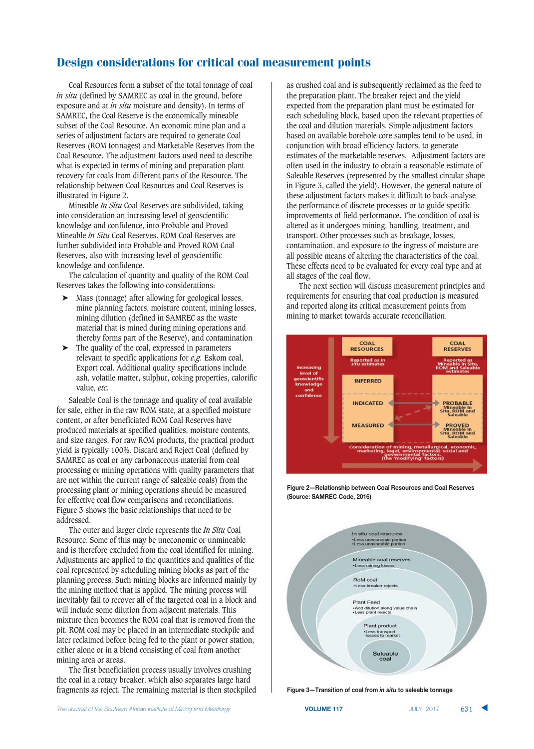Coal Resources form a subset of the total tonnage of coal *in situ* (defined by SAMREC as coal in the ground, before exposure and at *in situ* moisture and density). In terms of SAMREC, the Coal Reserve is the economically mineable subset of the Coal Resource. An economic mine plan and a series of adjustment factors are required to generate Coal Reserves (ROM tonnages) and Marketable Reserves from the Coal Resource. The adjustment factors used need to describe what is expected in terms of mining and preparation plant recovery for coals from different parts of the Resource. The relationship between Coal Resources and Coal Reserves is illustrated in Figure 2.

Mineable *In Situ* Coal Reserves are subdivided, taking into consideration an increasing level of geoscientific knowledge and confidence, into Probable and Proved Mineable *In Situ* Coal Reserves. ROM Coal Reserves are further subdivided into Probable and Proved ROM Coal Reserves, also with increasing level of geoscientific knowledge and confidence.

The calculation of quantity and quality of the ROM Coal Reserves takes the following into considerations:

- Mass (tonnage) after allowing for geological losses, mine planning factors, moisture content, mining losses, mining dilution (defined in SAMREC as the waste material that is mined during mining operations and thereby forms part of the Reserve), and contamination
- The quality of the coal, expressed in parameters relevant to specific applications for *e.g.* Eskom coal, Export coal. Additional quality specifications include ash, volatile matter, sulphur, coking properties, calorific value, *etc.*

Saleable Coal is the tonnage and quality of coal available for sale, either in the raw ROM state, at a specified moisture content, or after beneficiated ROM Coal Reserves have produced materials at specified qualities, moisture contents, and size ranges. For raw ROM products, the practical product yield is typically 100%. Discard and Reject Coal (defined by SAMREC as coal or any carbonaceous material from coal processing or mining operations with quality parameters that are not within the current range of saleable coals) from the processing plant or mining operations should be measured for effective coal flow comparisons and reconciliations. Figure 3 shows the basic relationships that need to be addressed.

The outer and larger circle represents the *In Situ* Coal Resource. Some of this may be uneconomic or unmineable and is therefore excluded from the coal identified for mining. Adjustments are applied to the quantities and qualities of the coal represented by scheduling mining blocks as part of the planning process. Such mining blocks are informed mainly by the mining method that is applied. The mining process will inevitably fail to recover all of the targeted coal in a block and will include some dilution from adjacent materials. This mixture then becomes the ROM coal that is removed from the pit. ROM coal may be placed in an intermediate stockpile and later reclaimed before being fed to the plant or power station, either alone or in a blend consisting of coal from another mining area or areas.

The first beneficiation process usually involves crushing the coal in a rotary breaker, which also separates large hard fragments as reject. The remaining material is then stockpiled as crushed coal and is subsequently reclaimed as the feed to the preparation plant. The breaker reject and the yield expected from the preparation plant must be estimated for each scheduling block, based upon the relevant properties of the coal and dilution materials. Simple adjustment factors based on available borehole core samples tend to be used, in conjunction with broad efficiency factors, to generate estimates of the marketable reserves. Adjustment factors are often used in the industry to obtain a reasonable estimate of Saleable Reserves (represented by the smallest circular shape in Figure 3, called the yield). However, the general nature of these adjustment factors makes it difficult to back-analyse the performance of discrete processes or to guide specific improvements of field performance. The condition of coal is altered as it undergoes mining, handling, treatment, and transport. Other processes such as breakage, losses, contamination, and exposure to the ingress of moisture are all possible means of altering the characteristics of the coal. These effects need to be evaluated for every coal type and at all stages of the coal flow.

The next section will discuss measurement principles and requirements for ensuring that coal production is measured and reported along its critical measurement points from mining to market towards accurate reconciliation.

**Figure 2—Relationship between Coal Resources and Coal Reserves (Source: SAMREC Code, 2016)**

**Figure 3—Transition of coal from *in situ* to saleable tonnage**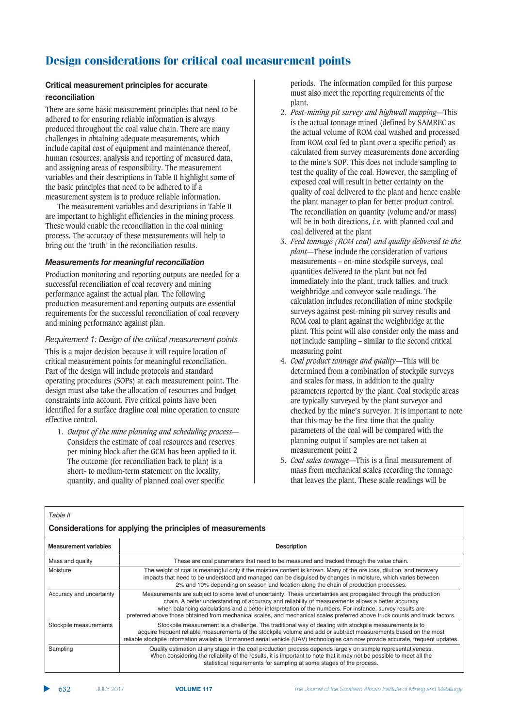# Design considerations for critical coal measurement points

### Critical measurement principles for accurate reconciliation

There are some basic measurement principles that need to be adhered to for ensuring reliable information is always produced throughout the coal value chain. There are many challenges in obtaining adequate measurements, which include capital cost of equipment and maintenance thereof, human resources, analysis and reporting of measured data, and assigning areas of responsibility. The measurement variables and their descriptions in Table II highlight some of the basic principles that need to be adhered to if a measurement system is to produce reliable information.

The measurement variables and descriptions in Table II are important to highlight efficiencies in the mining process. These would enable the reconciliation in the coal mining process. The accuracy of these measurements will help to bring out the 'truth' in the reconciliation results.

#### *Measurements for meaningful reconciliation*

Production monitoring and reporting outputs are needed for a successful reconciliation of coal recovery and mining performance against the actual plan. The following production measurement and reporting outputs are essential requirements for the successful reconciliation of coal recovery and mining performance against plan.

*Requirement 1: Design of the critical measurement points*

This is a major decision because it will require location of critical measurement points for meaningful reconciliation. Part of the design will include protocols and standard operating procedures (SOPs) at each measurement point. The design must also take the allocation of resources and budget constraints into account. Five critical points have been identified for a surface dragline coal mine operation to ensure effective control.

1. *Output of the mine planning and scheduling process*—Considers the estimate of coal resources and reserves per mining block after the GCM has been applied to it. The outcome (for reconciliation back to plan) is a short- to medium-term statement on the locality, quantity, and quality of planned coal over specific periods. The information compiled for this purpose must also meet the reporting requirements of the plant.
2. *Post-mining pit survey and highwall mapping*—This is the actual tonnage mined (defined by SAMREC as the actual volume of ROM coal washed and processed from ROM coal fed to plant over a specific period) as calculated from survey measurements done according to the mine's SOP. This does not include sampling to test the quality of the coal. However, the sampling of exposed coal will result in better certainty on the quality of coal delivered to the plant and hence enable the plant manager to plan for better product control. The reconciliation on quantity (volume and/or mass) will be in both directions, *i.e.* with planned coal and coal delivered at the plant
3. *Feed tonnage (ROM coal) and quality delivered to the plant*—These include the consideration of various measurements – on-mine stockpile surveys, coal quantities delivered to the plant but not fed immediately into the plant, truck tallies, and truck weighbridge and conveyor scale readings. The calculation includes reconciliation of mine stockpile surveys against post-mining pit survey results and ROM coal to plant against the weighbridge at the plant. This point will also consider only the mass and not include sampling – similar to the second critical measuring point
4. *Coal product tonnage and quality*—This will be determined from a combination of stockpile surveys and scales for mass, in addition to the quality parameters reported by the plant. Coal stockpile areas are typically surveyed by the plant surveyor and checked by the mine's surveyor. It is important to note that this may be the first time that the quality parameters of the coal will be compared with the planning output if samples are not taken at measurement point 2
5. *Coal sales tonnage*—This is a final measurement of mass from mechanical scales recording the tonnage that leaves the plant. These scale readings will be

*Table II*

**Considerations for applying the principles of measurements**

| Measurement variables | Description |
|---|---|
| Mass and quality | These are coal parameters that need to be measured and tracked through the value chain. |
| Moisture | The weight of coal is meaningful only if the moisture content is known. Many of the ore loss, dilution, and recovery impacts that need to be understood and managed can be disguised by changes in moisture, which varies between 2% and 10% depending on season and location along the chain of production processes. |
| Accuracy and uncertainty | Measurements are subject to some level of uncertainty. These uncertainties are propagated through the production chain. A better understanding of accuracy and reliability of measurements allows a better accuracy when balancing calculations and a better interpretation of the numbers. For instance, survey results are preferred above those obtained from mechanical scales, and mechanical scales preferred above truck counts and truck factors. |
| Stockpile measurements | Stockpile measurement is a challenge. The traditional way of dealing with stockpile measurements is to acquire frequent reliable measurements of the stockpile volume and add or subtract measurements based on the most reliable stockpile information available. Unmanned aerial vehicle (UAV) technologies can now provide accurate, frequent updates. |
| Sampling | Quality estimation at any stage in the coal production process depends largely on sample representativeness. When considering the reliability of the results, it is important to note that it may not be possible to meet all the statistical requirements for sampling at some stages of the process. |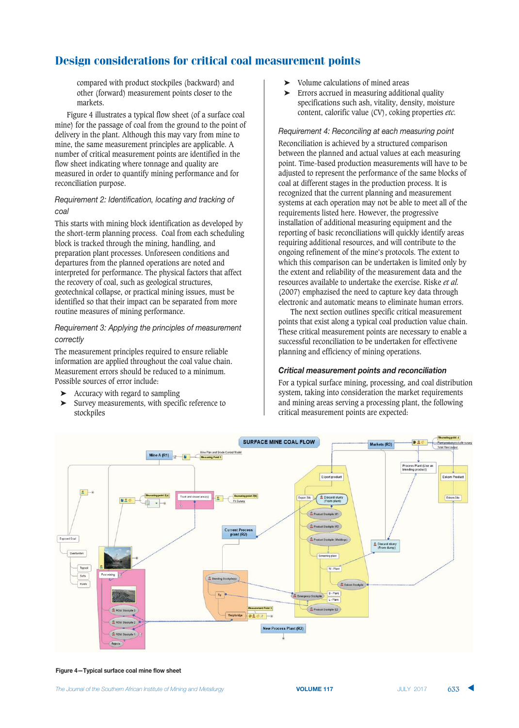compared with product stockpiles (backward) and other (forward) measurement points closer to the markets.

Figure 4 illustrates a typical flow sheet (of a surface coal mine) for the passage of coal from the ground to the point of delivery in the plant. Although this may vary from mine to mine, the same measurement principles are applicable. A number of critical measurement points are identified in the flow sheet indicating where tonnage and quality are measured in order to quantify mining performance and for reconciliation purpose.

*Requirement 2: Identification, locating and tracking of coal*

This starts with mining block identification as developed by the short-term planning process. Coal from each scheduling block is tracked through the mining, handling, and preparation plant processes. Unforeseen conditions and departures from the planned operations are noted and interpreted for performance. The physical factors that affect the recovery of coal, such as geological structures, geotechnical collapse, or practical mining issues, must be identified so that their impact can be separated from more routine measures of mining performance.

*Requirement 3: Applying the principles of measurement correctly*

The measurement principles required to ensure reliable information are applied throughout the coal value chain. Measurement errors should be reduced to a minimum. Possible sources of error include:

- Accuracy with regard to sampling
- Survey measurements, with specific reference to stockpiles
- Volume calculations of mined areas
- Errors accrued in measuring additional quality specifications such ash, vitality, density, moisture content, calorific value (CV), coking properties *etc.*

*Requirement 4: Reconciling at each measuring point*

Reconciliation is achieved by a structured comparison between the planned and actual values at each measuring point. Time-based production measurements will have to be adjusted to represent the performance of the same blocks of coal at different stages in the production process. It is recognized that the current planning and measurement systems at each operation may not be able to meet all of the requirements listed here. However, the progressive installation of additional measuring equipment and the reporting of basic reconciliations will quickly identify areas requiring additional resources, and will contribute to the ongoing refinement of the mine's protocols. The extent to which this comparison can be undertaken is limited only by the extent and reliability of the measurement data and the resources available to undertake the exercise. Riske *et al.* (2007) emphasized the need to capture key data through electronic and automatic means to eliminate human errors.

The next section outlines specific critical measurement points that exist along a typical coal production value chain. These critical measurement points are necessary to enable a successful reconciliation to be undertaken for effectivene planning and efficiency of mining operations.

### Critical measurement points and reconciliation

For a typical surface mining, processing, and coal distribution system, taking into consideration the market requirements and mining areas serving a processing plant, the following critical measurement points are expected:

**Figure 4—Typical surface coal mine flow sheet**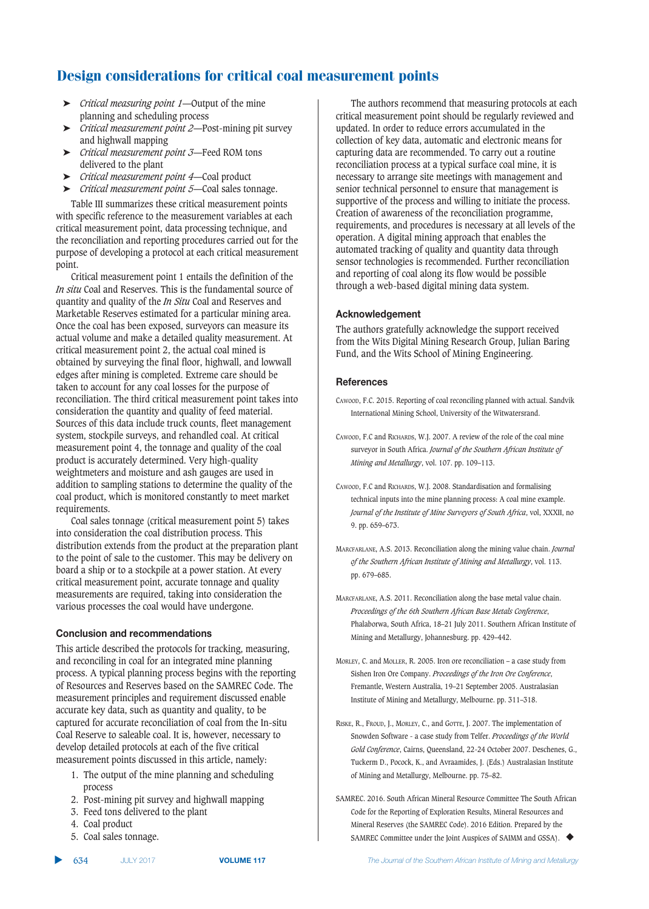- *Critical measuring point 1*—Output of the mine planning and scheduling process
- *Critical measurement point 2*—Post-mining pit survey and highwall mapping
- *Critical measurement point 3*—Feed ROM tons delivered to the plant
- *Critical measurement point 4*—Coal product
- *Critical measurement point 5*—Coal sales tonnage.

Table III summarizes these critical measurement points with specific reference to the measurement variables at each critical measurement point, data processing technique, and the reconciliation and reporting procedures carried out for the purpose of developing a protocol at each critical measurement point.

Critical measurement point 1 entails the definition of the *In situ* Coal and Reserves. This is the fundamental source of quantity and quality of the *In Situ* Coal and Reserves and Marketable Reserves estimated for a particular mining area. Once the coal has been exposed, surveyors can measure its actual volume and make a detailed quality measurement. At critical measurement point 2, the actual coal mined is obtained by surveying the final floor, highwall, and lowwall edges after mining is completed. Extreme care should be taken to account for any coal losses for the purpose of reconciliation. The third critical measurement point takes into consideration the quantity and quality of feed material. Sources of this data include truck counts, fleet management system, stockpile surveys, and rehandled coal. At critical measurement point 4, the tonnage and quality of the coal product is accurately determined. Very high-quality weightmeters and moisture and ash gauges are used in addition to sampling stations to determine the quality of the coal product, which is monitored constantly to meet market requirements.

Coal sales tonnage (critical measurement point 5) takes into consideration the coal distribution process. This distribution extends from the product at the preparation plant to the point of sale to the customer. This may be delivery on board a ship or to a stockpile at a power station. At every critical measurement point, accurate tonnage and quality measurements are required, taking into consideration the various processes the coal would have undergone.

## Conclusion and recommendations

This article described the protocols for tracking, measuring, and reconciling in coal for an integrated mine planning process. A typical planning process begins with the reporting of Resources and Reserves based on the SAMREC Code. The measurement principles and requirement discussed enable accurate key data, such as quantity and quality, to be captured for accurate reconciliation of coal from the In-situ Coal Reserve to saleable coal. It is, however, necessary to develop detailed protocols at each of the five critical measurement points discussed in this article, namely:

1. The output of the mine planning and scheduling process
2. Post-mining pit survey and highwall mapping
3. Feed tons delivered to the plant
4. Coal product
5. Coal sales tonnage.

The authors recommend that measuring protocols at each critical measurement point should be regularly reviewed and updated. In order to reduce errors accumulated in the collection of key data, automatic and electronic means for capturing data are recommended. To carry out a routine reconciliation process at a typical surface coal mine, it is necessary to arrange site meetings with management and senior technical personnel to ensure that management is supportive of the process and willing to initiate the process. Creation of awareness of the reconciliation programme, requirements, and procedures is necessary at all levels of the operation. A digital mining approach that enables the automated tracking of quality and quantity data through sensor technologies is recommended. Further reconciliation and reporting of coal along its flow would be possible through a web-based digital mining data system.

## Acknowledgement

The authors gratefully acknowledge the support received from the Wits Digital Mining Research Group, Julian Baring Fund, and the Wits School of Mining Engineering.

## References

Cawood, F.C. 2015. Reporting of coal reconciling planned with actual. Sandvik International Mining School, University of the Witwatersrand.

Cawood, F.C and Richards, W.J. 2007. A review of the role of the coal mine surveyor in South Africa. *Journal of the Southern African Institute of Mining and Metallurgy*, vol. 107. pp. 109–113.

Cawood, F.C and Richards, W.J. 2008. Standardisation and formalising technical inputs into the mine planning process: A coal mine example. *Journal of the Institute of Mine Surveyors of South Africa*, vol, XXXII, no 9. pp. 659–673.

Marcfarlane, A.S. 2013. Reconciliation along the mining value chain. *Journal of the Southern African Institute of Mining and Metallurgy*, vol. 113. pp. 679–685.

Marcfarlane, A.S. 2011. Reconciliation along the base metal value chain. *Proceedings of the 6th Southern African Base Metals Conference*, Phalaborwa, South Africa, 18–21 July 2011. Southern African Institute of Mining and Metallurgy, Johannesburg. pp. 429–442.

Morley, C. and Moller, R. 2005. Iron ore reconciliation – a case study from Sishen Iron Ore Company. *Proceedings of the Iron Ore Conference*, Fremantle, Western Australia, 19–21 September 2005. Australasian Institute of Mining and Metallurgy, Melbourne. pp. 311–318.

Riske, R., Froud, J., Morley, C., and Gotte, J. 2007. The implementation of Snowden Software - a case study from Telfer. *Proceedings of the World Gold Conference*, Cairns, Queensland, 22-24 October 2007. Deschenes, G., Tuckerm D., Pocock, K., and Avraamides, J. (Eds.) Australasian Institute of Mining and Metallurgy, Melbourne. pp. 75–82.

SAMREC. 2016. South African Mineral Resource Committee The South African Code for the Reporting of Exploration Results, Mineral Resources and Mineral Reserves (the SAMREC Code). 2016 Edition. Prepared by the SAMREC Committee under the Joint Auspices of SAIMM and GSSA). ◆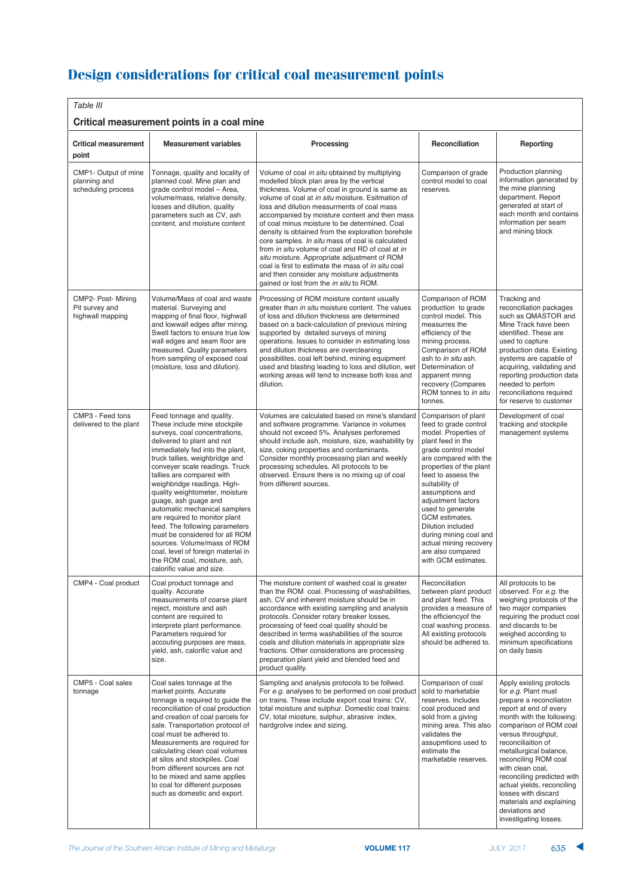Table III

**Critical measurement points in a coal mine**

| Critical measurement point | Measurement variables | Processing | Reconciliation | Reporting |
|---|---|---|---|---|
| CMP1- Output of mine planning and scheduling process | Tonnage, quality and locality of planned coal. Mine plan and grade control model – Area, volume/mass, relative density, losses and dilution, quality parameters such as CV, ash content, and moisture content | Volume of coal *in situ* obtained by multiplying modelled block plan area by the vertical thickness. Volume of coal in ground is same as volume of coal at *in situ* moisture. Esitmation of loss and dilution measurements of coal mass accompanied by moisture content and then mass of coal minus moisture to be determined. Coal density is obtained from the exploration borehole core samples. *In situ* mass of coal is calculated from *in situ* volume of coal and RD of coal at *in situ* moisture. Appropriate adjustment of ROM coal is first to estimate the mass of *in situ* coal and then consider any moisture adjustments gained or lost from the *in situ* to ROM. | Comparison of grade control model to coal reserves. | Production planning information generated by the mine planning department. Report generated at start of each month and contains information per seam and mining block |
| CMP2- Post- Mining Pit survey and highwall mapping | Volume/Mass of coal and waste material. Surveying and mapping of final floor, highwall and lowwall edges after minng. Swell factors to ensure true low wall edges and seam floor are measured. Quality parameters from sampling of exposed coal (moisture, loss and dilution). | Processing of ROM moisture content usually greater than *in situ* moisture content. The values of loss and dilution thickness are determined based on a back-calculation of previous mining supported by detailed surveys of mining operations. Issues to consider in estimating loss and dilution thickness are overcleaning possibilites, coal left behind, mining equipment used and blasting leading to loss and dilution, wet working areas will tend to increase both loss and dilution. | Comparison of ROM production to grade control model. This measurres the efficiency of the mining process. Comparison of ROM ash to *in situ* ash. Determination of apparent minng recovery (Compares ROM tonnes to *in situ* tonnes. | Tracking and reconciliation packages such as QMASTOR and Mine Track have been identified. These are used to capture production data. Existing systems are capable of acquiring, validating and reporting production data needed to perfom reconciliations required for reserve to customer |
| CMP3 - Feed tons delivered to the plant | Feed tonnage and quality. These include mine stockpile surveys, coal concentrations, delivered to plant and not immediately fed into the plant, truck tallies, weighbridge and conveyer scale readings. Truck tallies are compared with weighbridge readings. High-quality weightometer, moisture guage, ash guage and automatic mechanical samplers are required to monitor plant feed. The following parameters must be considered for all ROM sources. Volume/mass of ROM coal, level of foreign material in the ROM coal, moisture, ash, calorific value and size. | Volumes are calculated based on mine's standard and software programme. Variance in volumes should not exceed 5%. Analyses performed should include ash, moisture, size, washability by size, coking properties and contaminants. Consider monthly processsing plan and weekly processing schedules. All protocols to be observed. Ensure there is no mixing up of coal from different sources. | Comparison of plant feed to grade control model. Properties of plant feed in the grade control model are compared with the properties of the plant feed to assess the suitability of assumptions and adjustment factors used to generate GCM estimates. Dilution included during mining coal and actual mining recovery are also compared with GCM estimates. | Development of coal tracking and stockpile management systems |
| CMP4 - Coal product | Coal product tonnage and quality. Accurate measurements of coarse plant reject, moisture and ash content are required to interprete plant performance. Parameters required for accouting purposes are mass, yield, ash, calorific value and size. | The moisture content of washed coal is greater than the ROM coal. Processing of washabilities, ash, CV and inherent moisture should be in accordance with existing sampling and analysis protocols. Consider rotary breaker losses, processing of feed coal quality should be described in terms washabilities of the source coals and dilution materials in appropriate size fractions. Other considerations are processing preparation plant yield and blended feed and product quality. | Reconciliation between plant product and plant feed. This provides a measure of the efficiencyof the coal washing process. All existing protocols should be adhered to. | All protocols to be observed. For *e.g.* the weighing protocols of the two major companies requiring the product coal and discards to be weighed according to minimum specifications on daily basis |
| CMP5 - Coal sales tonnage | Coal sales tonnage at the market points. Accurate tonnage is required to guide the reconciliation of coal production and creation of coal parcels for sale. Transportation protocol of coal must be adhered to. Measurements are required for calculating clean coal volumes at silos and stockpiles. Coal from different sources are not to be mixed and same applies to coal for different purposes such as domestic and export. | Sampling and analysis protocols to be follwed. For *e.g.* analyses to be performed on coal product on trains. These include export coal trains: CV, total moisture and sulphur. Domestic coal trains: CV, total miosture, sulphur, abrasive index, hardgrolve index and sizing. | Comparison of coal sold to marketable reserves. Includes coal produced and sold from a giving mining area. This also validates the assupmtions used to estimate the marketable reserves. | Apply existing protcols for *e.g.* Plant must prepare a reconciliaton report at end of every month with the following: comparison of ROM coal versus throughput, reconciliaition of metallurgical balance, reconciling ROM coal with clean coal, reconciling predicted with actual yields, reconciling losses with discard materials and explaining deviations and investigating losses. |